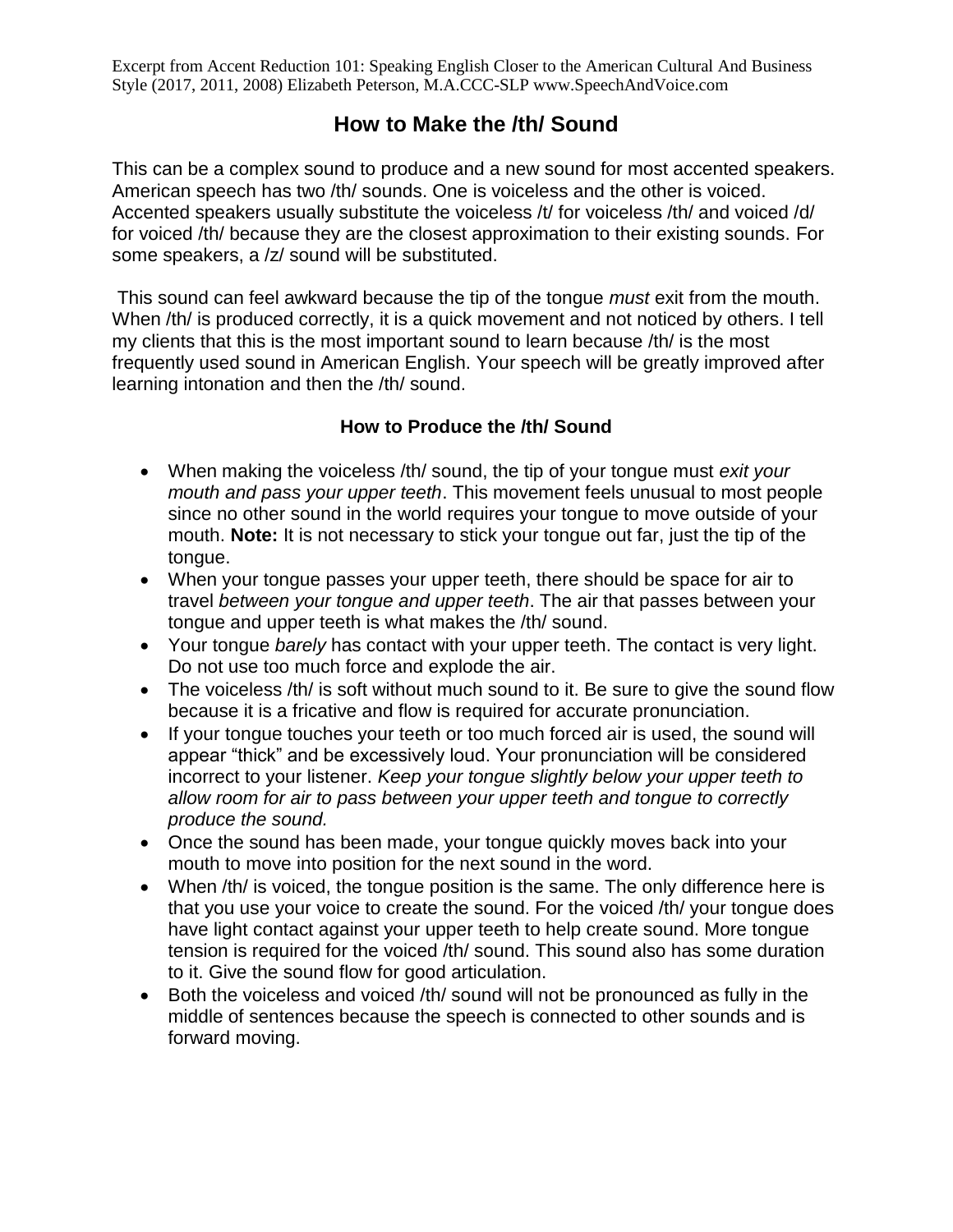Excerpt from Accent Reduction 101: Speaking English Closer to the American Cultural And Business Style (2017, 2011, 2008) Elizabeth Peterson, M.A.CCC-SLP www.SpeechAndVoice.com

# How to Make the /th/ Sound

This can be a complex sound to produce and a new sound for most accented speakers. American speech has two /th/ sounds. One is voiceless and the other is voiced. Accented speakers usually substitute the voiceless /t/ for voiceless /th/ and voiced /d/ for voiced /th/ because they are the closest approximation to their existing sounds. For some speakers, a /z/ sound will be substituted.

This sound can feel awkward because the tip of the tongue *must* exit from the mouth. When /th/ is produced correctly, it is a quick movement and not noticed by others. I tell my clients that this is the most important sound to learn because /th/ is the most frequently used sound in American English. Your speech will be greatly improved after learning intonation and then the /th/ sound.

### How to Produce the /th/ Sound

- When making the voiceless /th/ sound, the tip of your tongue must *exit your mouth and pass your upper teeth*. This movement feels unusual to most people since no other sound in the world requires your tongue to move outside of your mouth. **Note:** It is not necessary to stick your tongue out far, just the tip of the tongue.
- When your tongue passes your upper teeth, there should be space for air to travel *between your tongue and upper teeth*. The air that passes between your tongue and upper teeth is what makes the /th/ sound.
- Your tongue *barely* has contact with your upper teeth. The contact is very light. Do not use too much force and explode the air.
- The voiceless /th/ is soft without much sound to it. Be sure to give the sound flow because it is a fricative and flow is required for accurate pronunciation.
- If your tongue touches your teeth or too much forced air is used, the sound will appear "thick" and be excessively loud. Your pronunciation will be considered incorrect to your listener. *Keep your tongue slightly below your upper teeth to allow room for air to pass between your upper teeth and tongue to correctly produce the sound.*
- Once the sound has been made, your tongue quickly moves back into your mouth to move into position for the next sound in the word.
- When /th/ is voiced, the tongue position is the same. The only difference here is that you use your voice to create the sound. For the voiced /th/ your tongue does have light contact against your upper teeth to help create sound. More tongue tension is required for the voiced /th/ sound. This sound also has some duration to it. Give the sound flow for good articulation.
- Both the voiceless and voiced /th/ sound will not be pronounced as fully in the middle of sentences because the speech is connected to other sounds and is forward moving.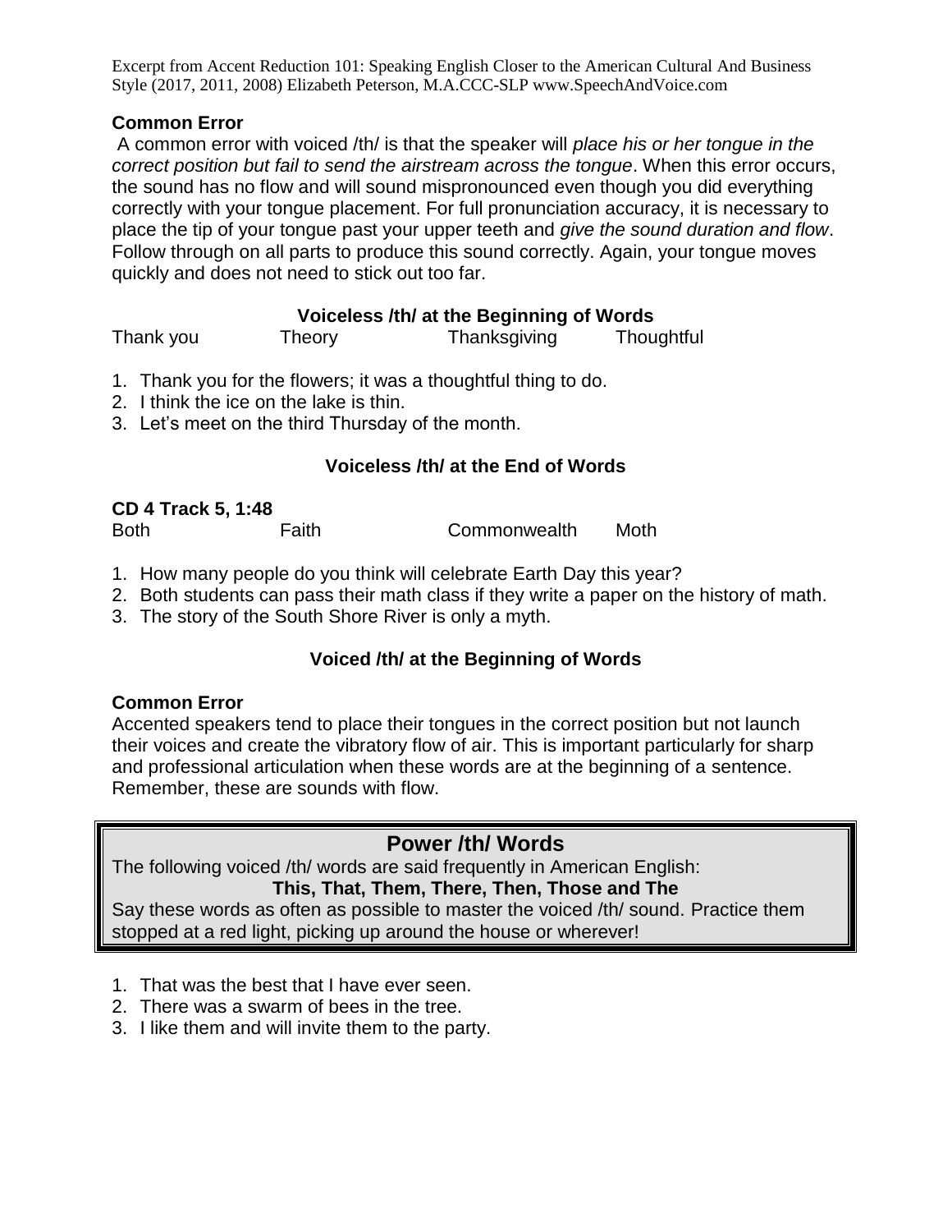**Common Error**

A common error with voiced /th/ is that the speaker will *place his or her tongue in the correct position but fail to send the airstream across the tongue*. When this error occurs, the sound has no flow and will sound mispronounced even though you did everything correctly with your tongue placement. For full pronunciation accuracy, it is necessary to place the tip of your tongue past your upper teeth and *give the sound duration and flow*. Follow through on all parts to produce this sound correctly. Again, your tongue moves quickly and does not need to stick out too far.

### Voiceless /th/ at the Beginning of Words

Thank you  Theory  Thanksgiving  Thoughtful

1. Thank you for the flowers; it was a thoughtful thing to do.
2. I think the ice on the lake is thin.
3. Let's meet on the third Thursday of the month.

### Voiceless /th/ at the End of Words

**CD 4 Track 5, 1:48**

Both  Faith  Commonwealth  Moth

1. How many people do you think will celebrate Earth Day this year?
2. Both students can pass their math class if they write a paper on the history of math.
3. The story of the South Shore River is only a myth.

### Voiced /th/ at the Beginning of Words

**Common Error**

Accented speakers tend to place their tongues in the correct position but not launch their voices and create the vibratory flow of air. This is important particularly for sharp and professional articulation when these words are at the beginning of a sentence. Remember, these are sounds with flow.

## Power /th/ Words

The following voiced /th/ words are said frequently in American English:

**This, That, Them, There, Then, Those and The**

Say these words as often as possible to master the voiced /th/ sound. Practice them stopped at a red light, picking up around the house or wherever!

1. That was the best that I have ever seen.
2. There was a swarm of bees in the tree.
3. I like them and will invite them to the party.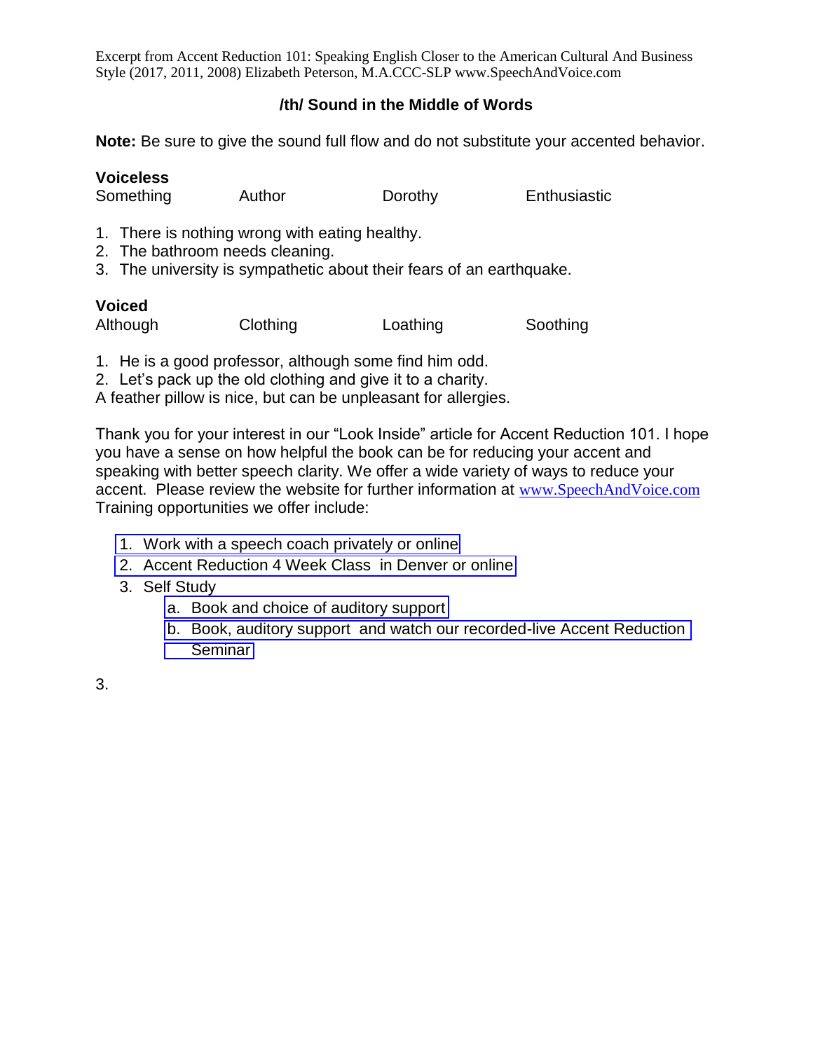Excerpt from Accent Reduction 101: Speaking English Closer to the American Cultural And Business Style (2017, 2011, 2008) Elizabeth Peterson, M.A.CCC-SLP www.SpeechAndVoice.com

## /th/ Sound in the Middle of Words

**Note:** Be sure to give the sound full flow and do not substitute your accented behavior.

**Voiceless**

| | | | |
|---|---|---|---|
| Something | Author | Dorothy | Enthusiastic |

1. There is nothing wrong with eating healthy.
2. The bathroom needs cleaning.
3. The university is sympathetic about their fears of an earthquake.

**Voiced**

| | | | |
|---|---|---|---|
| Although | Clothing | Loathing | Soothing |

1. He is a good professor, although some find him odd.
2. Let's pack up the old clothing and give it to a charity.

A feather pillow is nice, but can be unpleasant for allergies.

Thank you for your interest in our "Look Inside" article for Accent Reduction 101. I hope you have a sense on how helpful the book can be for reducing your accent and speaking with better speech clarity. We offer a wide variety of ways to reduce your accent. Please review the website for further information at www.SpeechAndVoice.com Training opportunities we offer include:

1. Work with a speech coach privately or online
2. Accent Reduction 4 Week Class in Denver or online
3. Self Study
   a. Book and choice of auditory support
   b. Book, auditory support and watch our recorded-live Accent Reduction Seminar

3.